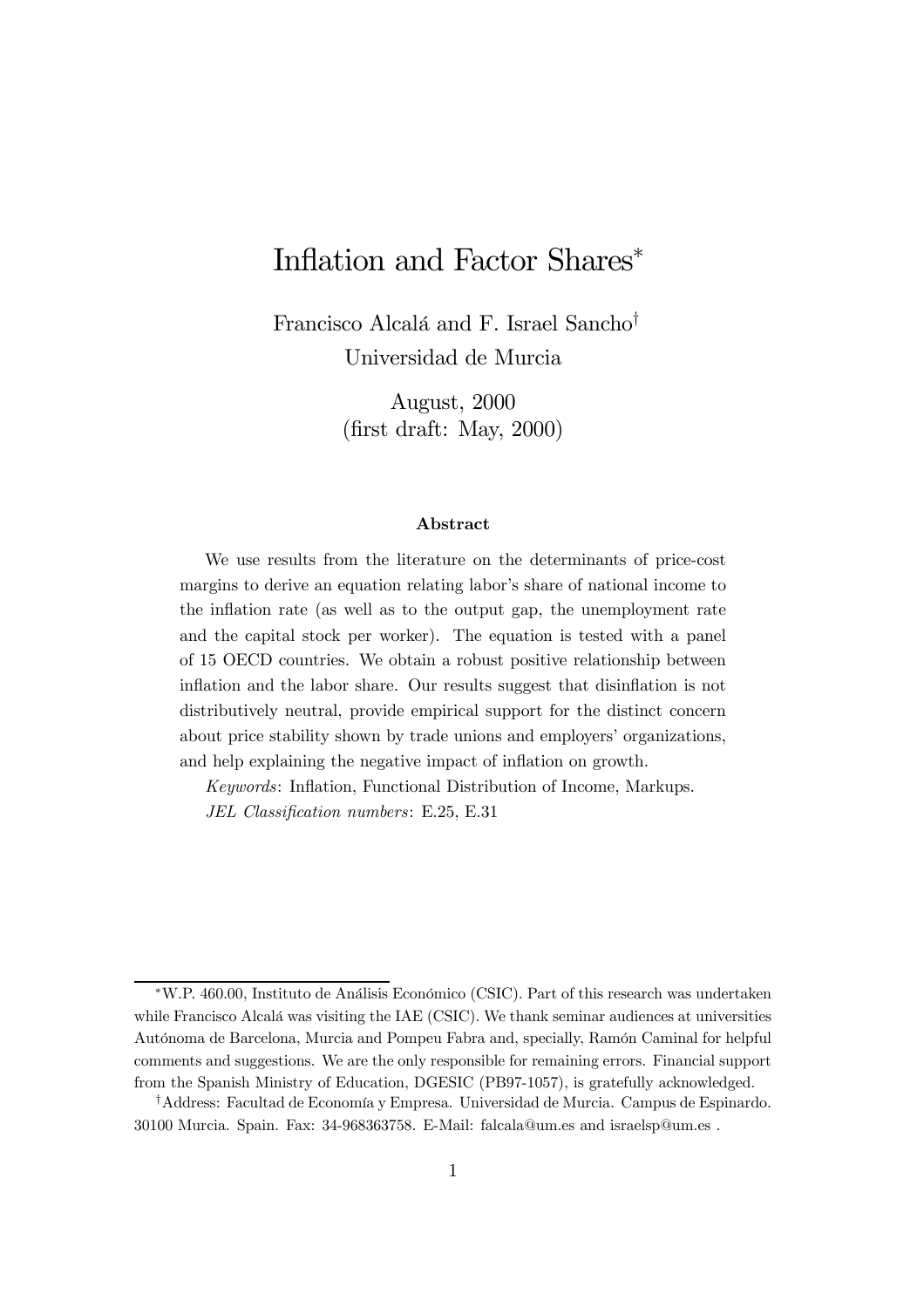# Inflation and Factor Shares[*]

Francisco Alcalá and F. Israel Sancho[†]

Universidad de Murcia

August, 2000

(first draft: May, 2000)

### Abstract

We use results from the literature on the determinants of price-cost margins to derive an equation relating labor's share of national income to the inflation rate (as well as to the output gap, the unemployment rate and the capital stock per worker). The equation is tested with a panel of 15 OECD countries. We obtain a robust positive relationship between inflation and the labor share. Our results suggest that disinflation is not distributively neutral, provide empirical support for the distinct concern about price stability shown by trade unions and employers' organizations, and help explaining the negative impact of inflation on growth.

*Keywords*: Inflation, Functional Distribution of Income, Markups.

*JEL Classification numbers*: E.25, E.31

---

[*] W.P. 460.00, Instituto de Análisis Económico (CSIC). Part of this research was undertaken while Francisco Alcalá was visiting the IAE (CSIC). We thank seminar audiences at universities Autónoma de Barcelona, Murcia and Pompeu Fabra and, specially, Ramón Caminal for helpful comments and suggestions. We are the only responsible for remaining errors. Financial support from the Spanish Ministry of Education, DGESIC (PB97-1057), is gratefully acknowledged.

[†] Address: Facultad de Economía y Empresa. Universidad de Murcia. Campus de Espinardo. 30100 Murcia. Spain. Fax: 34-968363758. E-Mail: falcala@um.es and israelsp@um.es .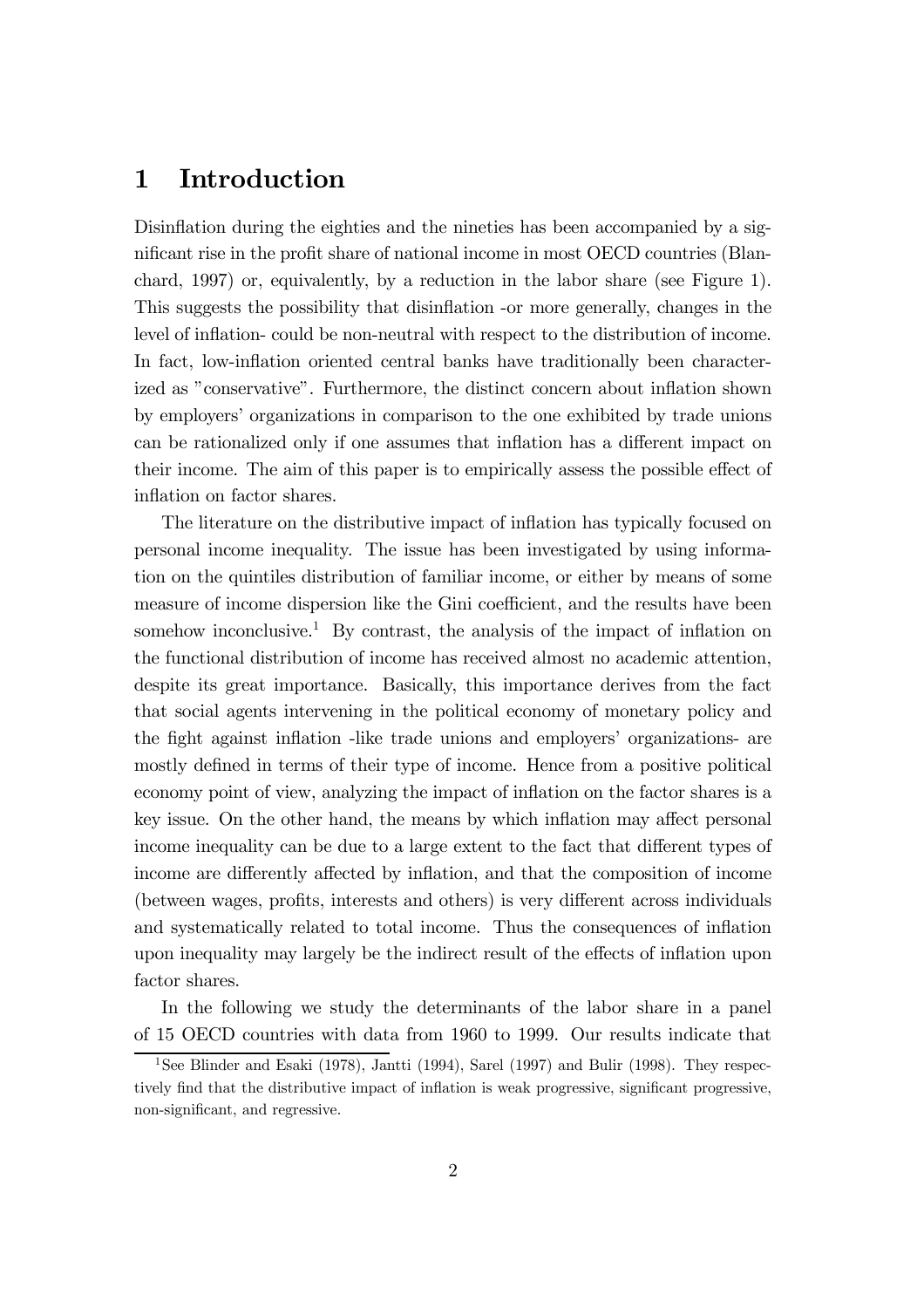# 1 Introduction

Disinflation during the eighties and the nineties has been accompanied by a significant rise in the profit share of national income in most OECD countries (Blanchard, 1997) or, equivalently, by a reduction in the labor share (see Figure 1). This suggests the possibility that disinflation -or more generally, changes in the level of inflation- could be non-neutral with respect to the distribution of income. In fact, low-inflation oriented central banks have traditionally been characterized as "conservative". Furthermore, the distinct concern about inflation shown by employers' organizations in comparison to the one exhibited by trade unions can be rationalized only if one assumes that inflation has a different impact on their income. The aim of this paper is to empirically assess the possible effect of inflation on factor shares.

The literature on the distributive impact of inflation has typically focused on personal income inequality. The issue has been investigated by using information on the quintiles distribution of familiar income, or either by means of some measure of income dispersion like the Gini coefficient, and the results have been somehow inconclusive.[1] By contrast, the analysis of the impact of inflation on the functional distribution of income has received almost no academic attention, despite its great importance. Basically, this importance derives from the fact that social agents intervening in the political economy of monetary policy and the fight against inflation -like trade unions and employers' organizations- are mostly defined in terms of their type of income. Hence from a positive political economy point of view, analyzing the impact of inflation on the factor shares is a key issue. On the other hand, the means by which inflation may affect personal income inequality can be due to a large extent to the fact that different types of income are differently affected by inflation, and that the composition of income (between wages, profits, interests and others) is very different across individuals and systematically related to total income. Thus the consequences of inflation upon inequality may largely be the indirect result of the effects of inflation upon factor shares.

In the following we study the determinants of the labor share in a panel of 15 OECD countries with data from 1960 to 1999. Our results indicate that

[1] See Blinder and Esaki (1978), Jantti (1994), Sarel (1997) and Bulir (1998). They respectively find that the distributive impact of inflation is weak progressive, significant progressive, non-significant, and regressive.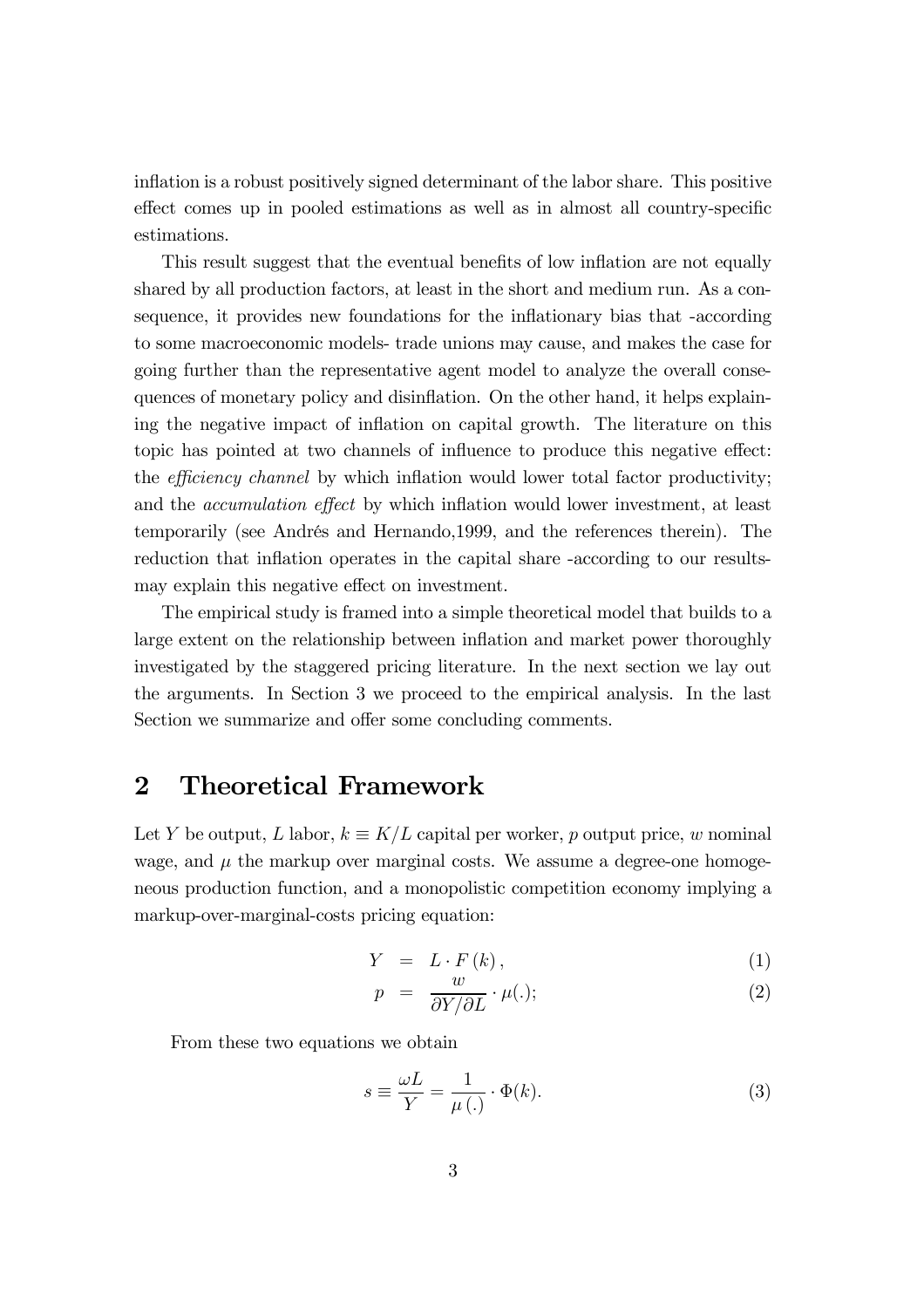inflation is a robust positively signed determinant of the labor share. This positive effect comes up in pooled estimations as well as in almost all country-specific estimations.

This result suggest that the eventual benefits of low inflation are not equally shared by all production factors, at least in the short and medium run. As a consequence, it provides new foundations for the inflationary bias that -according to some macroeconomic models- trade unions may cause, and makes the case for going further than the representative agent model to analyze the overall consequences of monetary policy and disinflation. On the other hand, it helps explaining the negative impact of inflation on capital growth. The literature on this topic has pointed at two channels of influence to produce this negative effect: the *efficiency channel* by which inflation would lower total factor productivity; and the *accumulation effect* by which inflation would lower investment, at least temporarily (see Andrés and Hernando,1999, and the references therein). The reduction that inflation operates in the capital share -according to our results- may explain this negative effect on investment.

The empirical study is framed into a simple theoretical model that builds to a large extent on the relationship between inflation and market power thoroughly investigated by the staggered pricing literature. In the next section we lay out the arguments. In Section 3 we proceed to the empirical analysis. In the last Section we summarize and offer some concluding comments.

## 2 Theoretical Framework

Let $Y$ be output, $L$ labor, $k \equiv K/L$ capital per worker, $p$ output price, $w$ nominal wage, and $\mu$ the markup over marginal costs. We assume a degree-one homogeneous production function, and a monopolistic competition economy implying a markup-over-marginal-costs pricing equation:

$$Y = L \cdot F(k), \tag{1}$$

$$p = \frac{w}{\partial Y / \partial L} \cdot \mu(.); \tag{2}$$

From these two equations we obtain

$$s \equiv \frac{\omega L}{Y} = \frac{1}{\mu(.)} \cdot \Phi(k). \tag{3}$$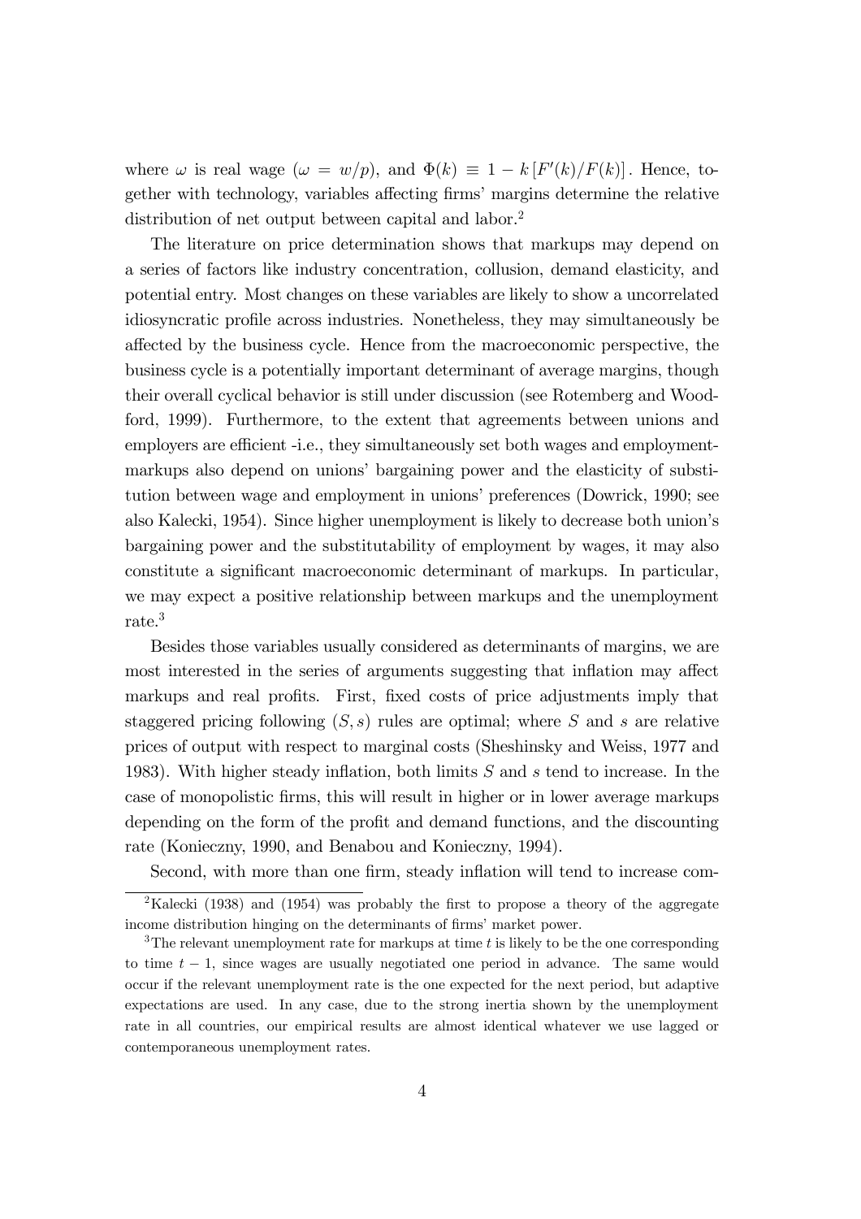where $\omega$ is real wage ($\omega = w/p$), and $\Phi(k) \equiv 1 - k\left[F'(k)/F(k)\right]$. Hence, together with technology, variables affecting firms' margins determine the relative distribution of net output between capital and labor.[2]

The literature on price determination shows that markups may depend on a series of factors like industry concentration, collusion, demand elasticity, and potential entry. Most changes on these variables are likely to show a uncorrelated idiosyncratic profile across industries. Nonetheless, they may simultaneously be affected by the business cycle. Hence from the macroeconomic perspective, the business cycle is a potentially important determinant of average margins, though their overall cyclical behavior is still under discussion (see Rotemberg and Woodford, 1999). Furthermore, to the extent that agreements between unions and employers are efficient -i.e., they simultaneously set both wages and employment-markups also depend on unions' bargaining power and the elasticity of substitution between wage and employment in unions' preferences (Dowrick, 1990; see also Kalecki, 1954). Since higher unemployment is likely to decrease both union's bargaining power and the substitutability of employment by wages, it may also constitute a significant macroeconomic determinant of markups. In particular, we may expect a positive relationship between markups and the unemployment rate.[3]

Besides those variables usually considered as determinants of margins, we are most interested in the series of arguments suggesting that inflation may affect markups and real profits. First, fixed costs of price adjustments imply that staggered pricing following $(S, s)$ rules are optimal; where $S$ and $s$ are relative prices of output with respect to marginal costs (Sheshinsky and Weiss, 1977 and 1983). With higher steady inflation, both limits $S$ and $s$ tend to increase. In the case of monopolistic firms, this will result in higher or in lower average markups depending on the form of the profit and demand functions, and the discounting rate (Konieczny, 1990, and Benabou and Konieczny, 1994).

Second, with more than one firm, steady inflation will tend to increase com-

[2] Kalecki (1938) and (1954) was probably the first to propose a theory of the aggregate income distribution hinging on the determinants of firms' market power.

[3] The relevant unemployment rate for markups at time $t$ is likely to be the one corresponding to time $t-1$, since wages are usually negotiated one period in advance. The same would occur if the relevant unemployment rate is the one expected for the next period, but adaptive expectations are used. In any case, due to the strong inertia shown by the unemployment rate in all countries, our empirical results are almost identical whatever we use lagged or contemporaneous unemployment rates.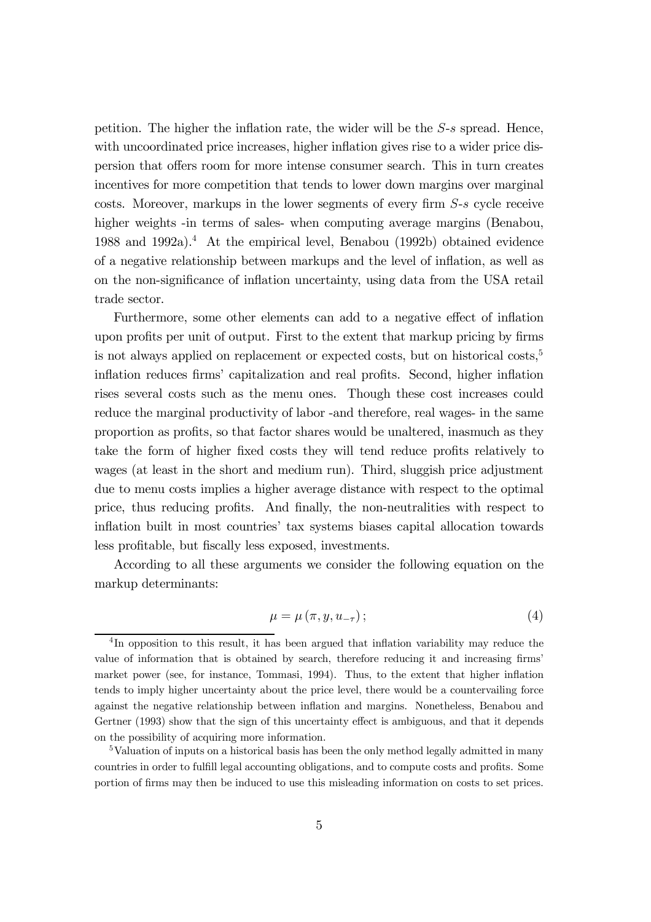petition. The higher the inflation rate, the wider will be the $S$-$s$ spread. Hence, with uncoordinated price increases, higher inflation gives rise to a wider price dispersion that offers room for more intense consumer search. This in turn creates incentives for more competition that tends to lower down margins over marginal costs. Moreover, markups in the lower segments of every firm $S$-$s$ cycle receive higher weights -in terms of sales- when computing average margins (Benabou, 1988 and 1992a).[4] At the empirical level, Benabou (1992b) obtained evidence of a negative relationship between markups and the level of inflation, as well as on the non-significance of inflation uncertainty, using data from the USA retail trade sector.

Furthermore, some other elements can add to a negative effect of inflation upon profits per unit of output. First to the extent that markup pricing by firms is not always applied on replacement or expected costs, but on historical costs,[5] inflation reduces firms' capitalization and real profits. Second, higher inflation rises several costs such as the menu ones. Though these cost increases could reduce the marginal productivity of labor -and therefore, real wages- in the same proportion as profits, so that factor shares would be unaltered, inasmuch as they take the form of higher fixed costs they will tend reduce profits relatively to wages (at least in the short and medium run). Third, sluggish price adjustment due to menu costs implies a higher average distance with respect to the optimal price, thus reducing profits. And finally, the non-neutralities with respect to inflation built in most countries' tax systems biases capital allocation towards less profitable, but fiscally less exposed, investments.

According to all these arguments we consider the following equation on the markup determinants:

$$\mu = \mu\left(\pi, y, u_{-\tau}\right); \tag{4}$$

[4] In opposition to this result, it has been argued that inflation variability may reduce the value of information that is obtained by search, therefore reducing it and increasing firms' market power (see, for instance, Tommasi, 1994). Thus, to the extent that higher inflation tends to imply higher uncertainty about the price level, there would be a countervailing force against the negative relationship between inflation and margins. Nonetheless, Benabou and Gertner (1993) show that the sign of this uncertainty effect is ambiguous, and that it depends on the possibility of acquiring more information.

[5] Valuation of inputs on a historical basis has been the only method legally admitted in many countries in order to fulfill legal accounting obligations, and to compute costs and profits. Some portion of firms may then be induced to use this misleading information on costs to set prices.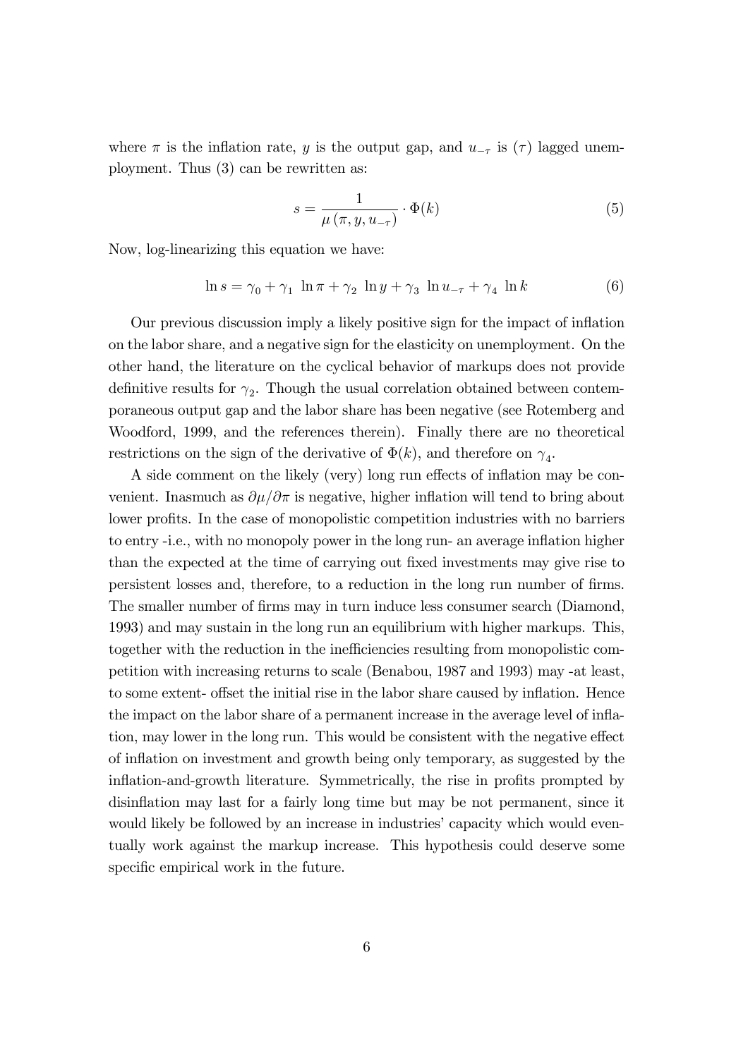where $\pi$ is the inflation rate, $y$ is the output gap, and $u_{-\tau}$ is $(\tau)$ lagged unemployment. Thus (3) can be rewritten as:

$$s = \frac{1}{\mu\left(\pi, y, u_{-\tau}\right)} \cdot \Phi(k) \tag{5}$$

Now, log-linearizing this equation we have:

$$\ln s = \gamma_0 + \gamma_1 \ \ln \pi + \gamma_2 \ \ln y + \gamma_3 \ \ln u_{-\tau} + \gamma_4 \ \ln k \tag{6}$$

Our previous discussion imply a likely positive sign for the impact of inflation on the labor share, and a negative sign for the elasticity on unemployment. On the other hand, the literature on the cyclical behavior of markups does not provide definitive results for $\gamma_2$. Though the usual correlation obtained between contemporaneous output gap and the labor share has been negative (see Rotemberg and Woodford, 1999, and the references therein). Finally there are no theoretical restrictions on the sign of the derivative of $\Phi(k)$, and therefore on $\gamma_4$.

A side comment on the likely (very) long run effects of inflation may be convenient. Inasmuch as $\partial\mu/\partial\pi$ is negative, higher inflation will tend to bring about lower profits. In the case of monopolistic competition industries with no barriers to entry -i.e., with no monopoly power in the long run- an average inflation higher than the expected at the time of carrying out fixed investments may give rise to persistent losses and, therefore, to a reduction in the long run number of firms. The smaller number of firms may in turn induce less consumer search (Diamond, 1993) and may sustain in the long run an equilibrium with higher markups. This, together with the reduction in the inefficiencies resulting from monopolistic competition with increasing returns to scale (Benabou, 1987 and 1993) may -at least, to some extent- offset the initial rise in the labor share caused by inflation. Hence the impact on the labor share of a permanent increase in the average level of inflation, may lower in the long run. This would be consistent with the negative effect of inflation on investment and growth being only temporary, as suggested by the inflation-and-growth literature. Symmetrically, the rise in profits prompted by disinflation may last for a fairly long time but may be not permanent, since it would likely be followed by an increase in industries' capacity which would eventually work against the markup increase. This hypothesis could deserve some specific empirical work in the future.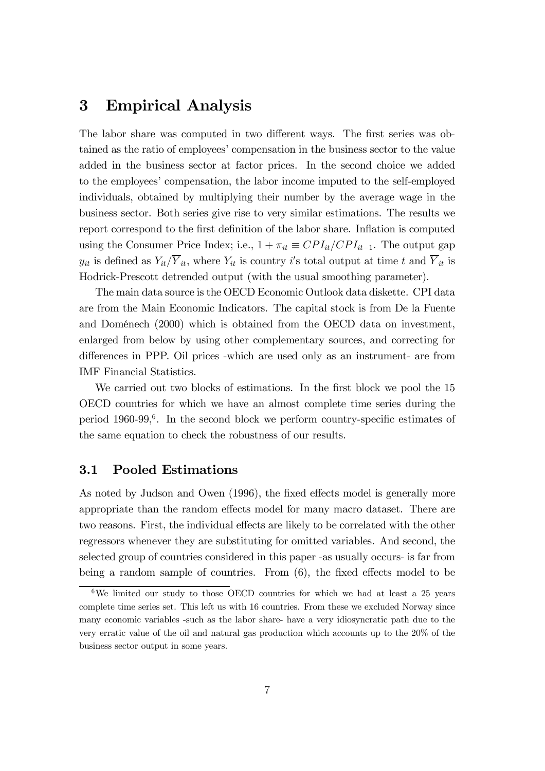# 3 Empirical Analysis

The labor share was computed in two different ways. The first series was obtained as the ratio of employees' compensation in the business sector to the value added in the business sector at factor prices. In the second choice we added to the employees' compensation, the labor income imputed to the self-employed individuals, obtained by multiplying their number by the average wage in the business sector. Both series give rise to very similar estimations. The results we report correspond to the first definition of the labor share. Inflation is computed using the Consumer Price Index; i.e., $1 + \pi_{it} \equiv CPI_{it}/CPI_{it-1}$. The output gap $y_{it}$ is defined as $Y_{it}/\overline{Y}_{it}$, where $Y_{it}$ is country $i'$s total output at time $t$ and $\overline{Y}_{it}$ is Hodrick-Prescott detrended output (with the usual smoothing parameter).

The main data source is the OECD Economic Outlook data diskette. CPI data are from the Main Economic Indicators. The capital stock is from De la Fuente and Doménech (2000) which is obtained from the OECD data on investment, enlarged from below by using other complementary sources, and correcting for differences in PPP. Oil prices -which are used only as an instrument- are from IMF Financial Statistics.

We carried out two blocks of estimations. In the first block we pool the 15 OECD countries for which we have an almost complete time series during the period 1960-99,[6]. In the second block we perform country-specific estimates of the same equation to check the robustness of our results.

## 3.1 Pooled Estimations

As noted by Judson and Owen (1996), the fixed effects model is generally more appropriate than the random effects model for many macro dataset. There are two reasons. First, the individual effects are likely to be correlated with the other regressors whenever they are substituting for omitted variables. And second, the selected group of countries considered in this paper -as usually occurs- is far from being a random sample of countries. From (6), the fixed effects model to be

[6] We limited our study to those OECD countries for which we had at least a 25 years complete time series set. This left us with 16 countries. From these we excluded Norway since many economic variables -such as the labor share- have a very idiosyncratic path due to the very erratic value of the oil and natural gas production which accounts up to the 20% of the business sector output in some years.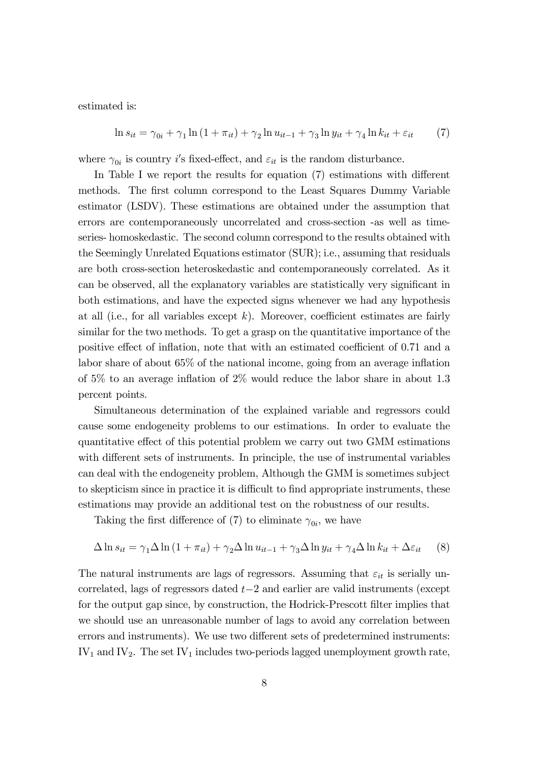estimated is:

$$\ln s_{it} = \gamma_{0i} + \gamma_1 \ln(1+\pi_{it}) + \gamma_2 \ln u_{it-1} + \gamma_3 \ln y_{it} + \gamma_4 \ln k_{it} + \varepsilon_{it} \qquad (7)$$

where $\gamma_{0i}$ is country $i'$s fixed-effect, and $\varepsilon_{it}$ is the random disturbance.

In Table I we report the results for equation (7) estimations with different methods. The first column correspond to the Least Squares Dummy Variable estimator (LSDV). These estimations are obtained under the assumption that errors are contemporaneously uncorrelated and cross-section -as well as time-series- homoskedastic. The second column correspond to the results obtained with the Seemingly Unrelated Equations estimator (SUR); i.e., assuming that residuals are both cross-section heteroskedastic and contemporaneously correlated. As it can be observed, all the explanatory variables are statistically very significant in both estimations, and have the expected signs whenever we had any hypothesis at all (i.e., for all variables except $k$). Moreover, coefficient estimates are fairly similar for the two methods. To get a grasp on the quantitative importance of the positive effect of inflation, note that with an estimated coefficient of 0.71 and a labor share of about 65% of the national income, going from an average inflation of 5% to an average inflation of 2% would reduce the labor share in about 1.3 percent points.

Simultaneous determination of the explained variable and regressors could cause some endogeneity problems to our estimations. In order to evaluate the quantitative effect of this potential problem we carry out two GMM estimations with different sets of instruments. In principle, the use of instrumental variables can deal with the endogeneity problem, Although the GMM is sometimes subject to skepticism since in practice it is difficult to find appropriate instruments, these estimations may provide an additional test on the robustness of our results.

Taking the first difference of (7) to eliminate $\gamma_{0i}$, we have

$$\Delta \ln s_{it} = \gamma_1 \Delta \ln(1+\pi_{it}) + \gamma_2 \Delta \ln u_{it-1} + \gamma_3 \Delta \ln y_{it} + \gamma_4 \Delta \ln k_{it} + \Delta\varepsilon_{it} \qquad (8)$$

The natural instruments are lags of regressors. Assuming that $\varepsilon_{it}$ is serially uncorrelated, lags of regressors dated $t-2$ and earlier are valid instruments (except for the output gap since, by construction, the Hodrick-Prescott filter implies that we should use an unreasonable number of lags to avoid any correlation between errors and instruments). We use two different sets of predetermined instruments: $\text{IV}_1$ and $\text{IV}_2$. The set $\text{IV}_1$ includes two-periods lagged unemployment growth rate,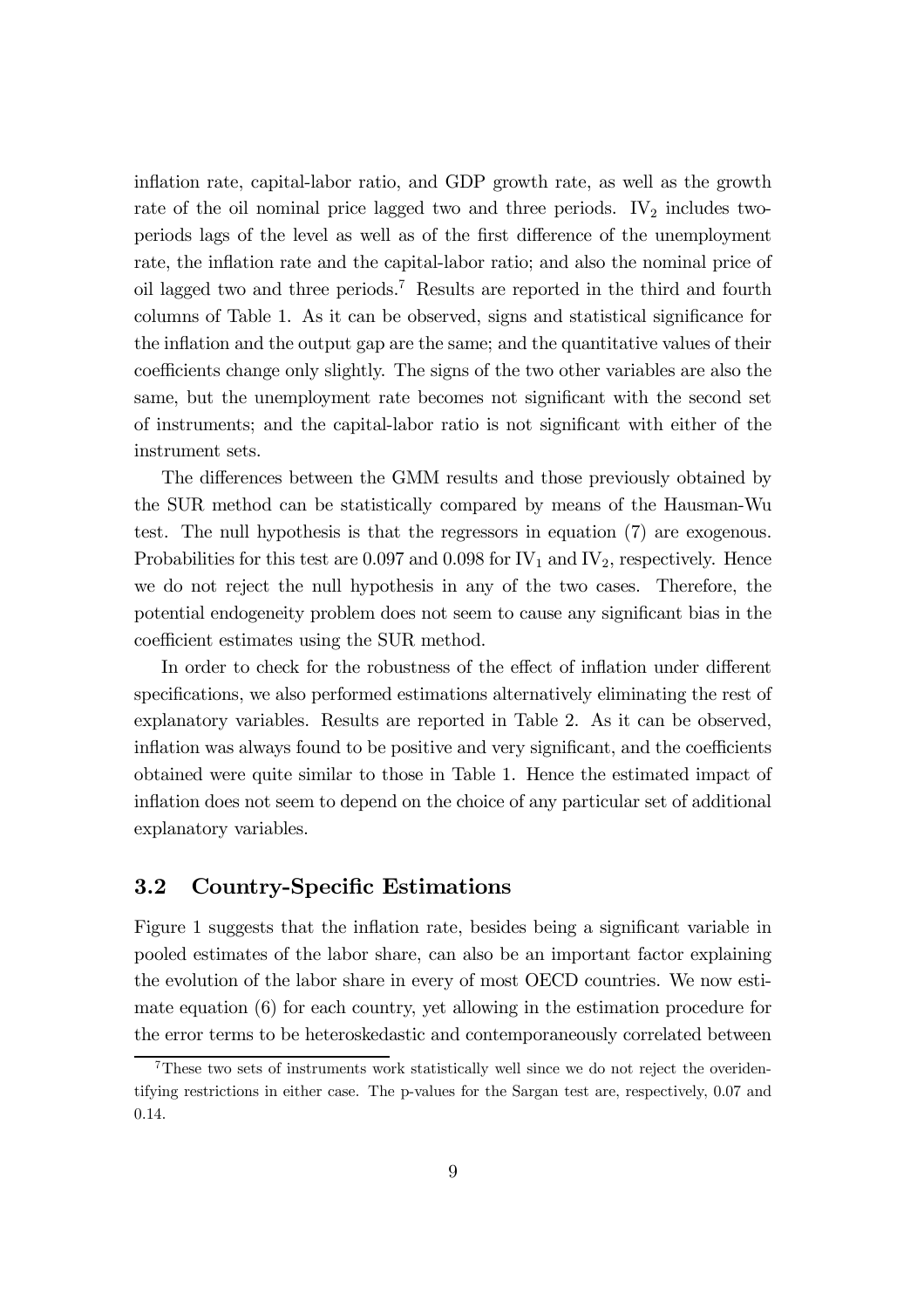inflation rate, capital-labor ratio, and GDP growth rate, as well as the growth rate of the oil nominal price lagged two and three periods. $IV_2$ includes two-periods lags of the level as well as of the first difference of the unemployment rate, the inflation rate and the capital-labor ratio; and also the nominal price of oil lagged two and three periods.[7] Results are reported in the third and fourth columns of Table 1. As it can be observed, signs and statistical significance for the inflation and the output gap are the same; and the quantitative values of their coefficients change only slightly. The signs of the two other variables are also the same, but the unemployment rate becomes not significant with the second set of instruments; and the capital-labor ratio is not significant with either of the instrument sets.

The differences between the GMM results and those previously obtained by the SUR method can be statistically compared by means of the Hausman-Wu test. The null hypothesis is that the regressors in equation (7) are exogenous. Probabilities for this test are 0.097 and 0.098 for $IV_1$ and $IV_2$, respectively. Hence we do not reject the null hypothesis in any of the two cases. Therefore, the potential endogeneity problem does not seem to cause any significant bias in the coefficient estimates using the SUR method.

In order to check for the robustness of the effect of inflation under different specifications, we also performed estimations alternatively eliminating the rest of explanatory variables. Results are reported in Table 2. As it can be observed, inflation was always found to be positive and very significant, and the coefficients obtained were quite similar to those in Table 1. Hence the estimated impact of inflation does not seem to depend on the choice of any particular set of additional explanatory variables.

## 3.2 Country-Specific Estimations

Figure 1 suggests that the inflation rate, besides being a significant variable in pooled estimates of the labor share, can also be an important factor explaining the evolution of the labor share in every of most OECD countries. We now estimate equation (6) for each country, yet allowing in the estimation procedure for the error terms to be heteroskedastic and contemporaneously correlated between

[7] These two sets of instruments work statistically well since we do not reject the overidentifying restrictions in either case. The p-values for the Sargan test are, respectively, 0.07 and 0.14.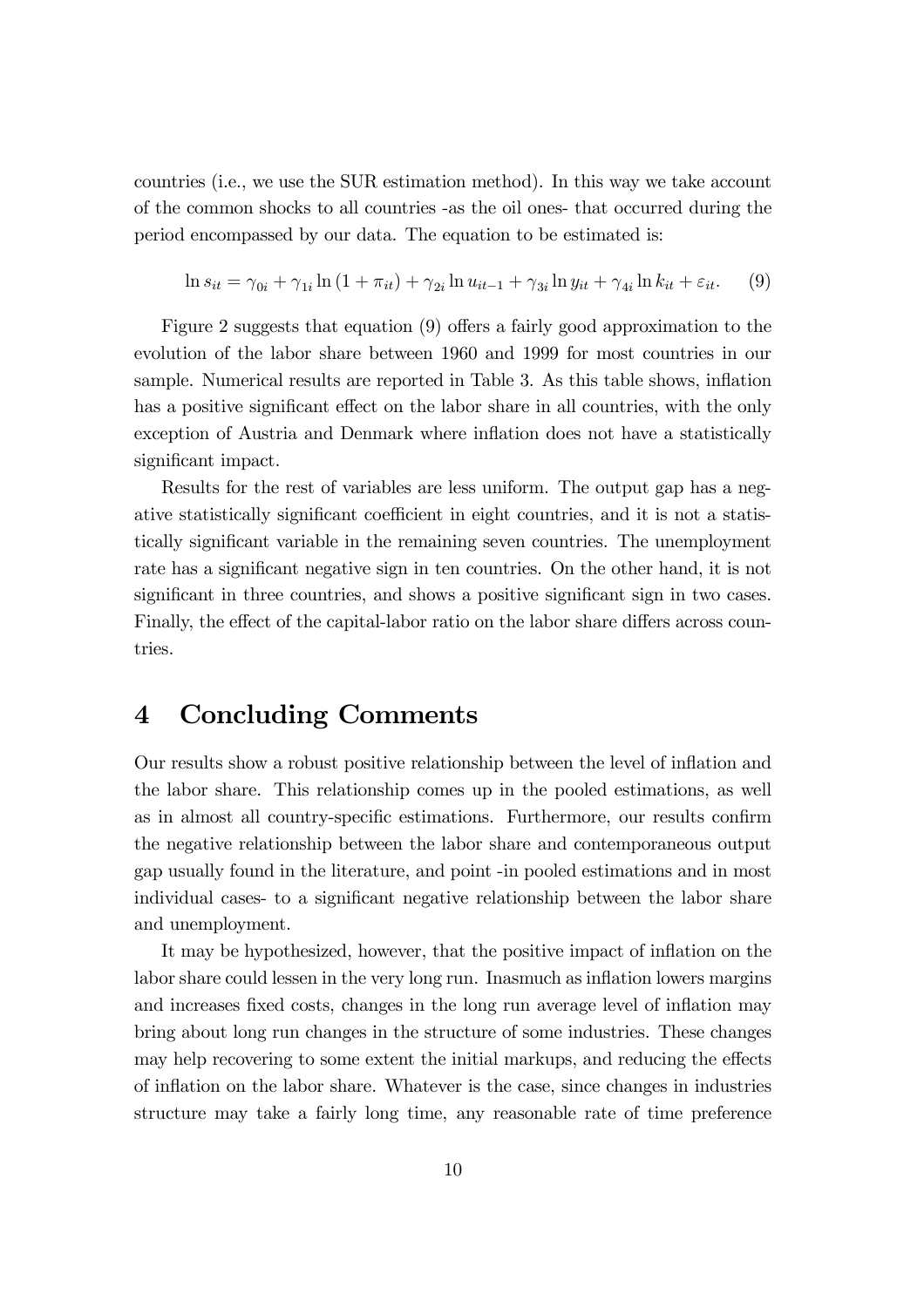countries (i.e., we use the SUR estimation method). In this way we take account of the common shocks to all countries -as the oil ones- that occurred during the period encompassed by our data. The equation to be estimated is:

$$\ln s_{it} = \gamma_{0i} + \gamma_{1i} \ln (1 + \pi_{it}) + \gamma_{2i} \ln u_{it-1} + \gamma_{3i} \ln y_{it} + \gamma_{4i} \ln k_{it} + \varepsilon_{it}. \quad (9)$$

Figure 2 suggests that equation (9) offers a fairly good approximation to the evolution of the labor share between 1960 and 1999 for most countries in our sample. Numerical results are reported in Table 3. As this table shows, inflation has a positive significant effect on the labor share in all countries, with the only exception of Austria and Denmark where inflation does not have a statistically significant impact.

Results for the rest of variables are less uniform. The output gap has a negative statistically significant coefficient in eight countries, and it is not a statistically significant variable in the remaining seven countries. The unemployment rate has a significant negative sign in ten countries. On the other hand, it is not significant in three countries, and shows a positive significant sign in two cases. Finally, the effect of the capital-labor ratio on the labor share differs across countries.

# 4 Concluding Comments

Our results show a robust positive relationship between the level of inflation and the labor share. This relationship comes up in the pooled estimations, as well as in almost all country-specific estimations. Furthermore, our results confirm the negative relationship between the labor share and contemporaneous output gap usually found in the literature, and point -in pooled estimations and in most individual cases- to a significant negative relationship between the labor share and unemployment.

It may be hypothesized, however, that the positive impact of inflation on the labor share could lessen in the very long run. Inasmuch as inflation lowers margins and increases fixed costs, changes in the long run average level of inflation may bring about long run changes in the structure of some industries. These changes may help recovering to some extent the initial markups, and reducing the effects of inflation on the labor share. Whatever is the case, since changes in industries structure may take a fairly long time, any reasonable rate of time preference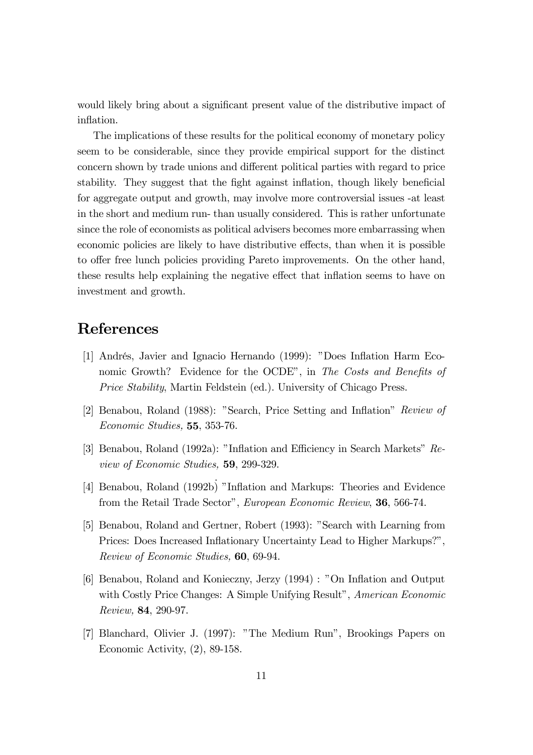would likely bring about a significant present value of the distributive impact of inflation.

The implications of these results for the political economy of monetary policy seem to be considerable, since they provide empirical support for the distinct concern shown by trade unions and different political parties with regard to price stability. They suggest that the fight against inflation, though likely beneficial for aggregate output and growth, may involve more controversial issues -at least in the short and medium run- than usually considered. This is rather unfortunate since the role of economists as political advisers becomes more embarrassing when economic policies are likely to have distributive effects, than when it is possible to offer free lunch policies providing Pareto improvements. On the other hand, these results help explaining the negative effect that inflation seems to have on investment and growth.

# References

[1] Andrés, Javier and Ignacio Hernando (1999): "Does Inflation Harm Economic Growth? Evidence for the OCDE", in *The Costs and Benefits of Price Stability*, Martin Feldstein (ed.). University of Chicago Press.

[2] Benabou, Roland (1988): "Search, Price Setting and Inflation" *Review of Economic Studies,* **55**, 353-76.

[3] Benabou, Roland (1992a): "Inflation and Efficiency in Search Markets" *Review of Economic Studies,* **59**, 299-329.

[4] Benabou, Roland (1992b) "Inflation and Markups: Theories and Evidence from the Retail Trade Sector", *European Economic Review*, **36**, 566-74.

[5] Benabou, Roland and Gertner, Robert (1993): "Search with Learning from Prices: Does Increased Inflationary Uncertainty Lead to Higher Markups?", *Review of Economic Studies,* **60**, 69-94.

[6] Benabou, Roland and Konieczny, Jerzy (1994) : "On Inflation and Output with Costly Price Changes: A Simple Unifying Result", *American Economic Review,* **84**, 290-97.

[7] Blanchard, Olivier J. (1997): "The Medium Run", Brookings Papers on Economic Activity, (2), 89-158.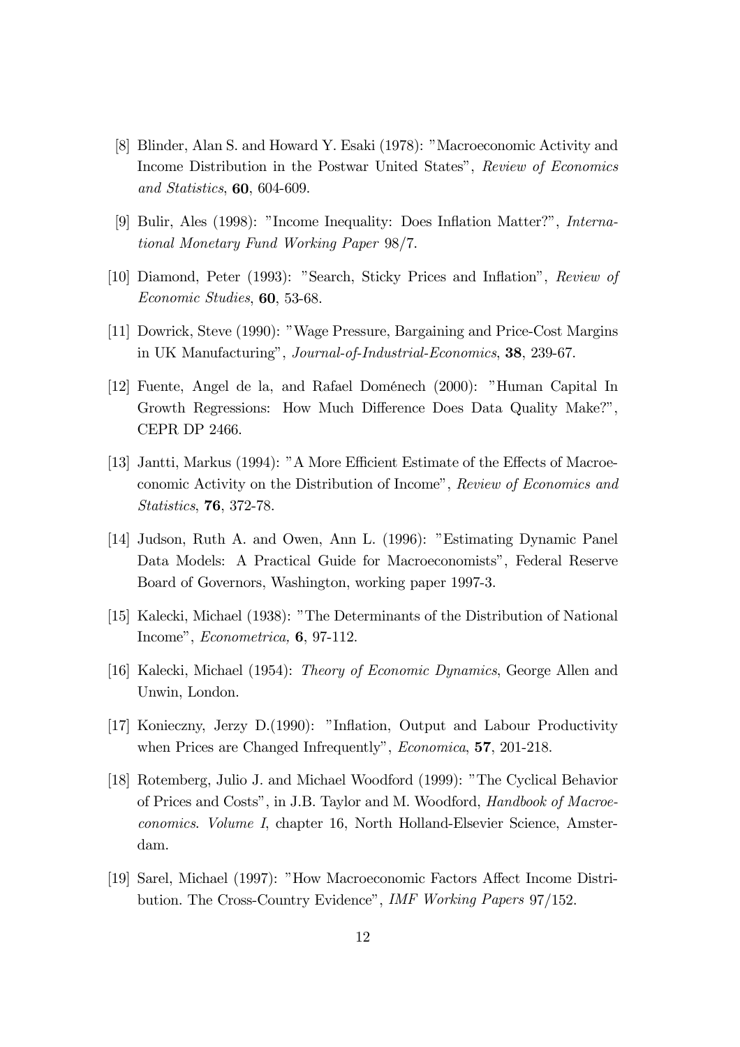[8] Blinder, Alan S. and Howard Y. Esaki (1978): "Macroeconomic Activity and Income Distribution in the Postwar United States", *Review of Economics and Statistics*, **60**, 604-609.

[9] Bulir, Ales (1998): "Income Inequality: Does Inflation Matter?", *International Monetary Fund Working Paper* 98/7.

[10] Diamond, Peter (1993): "Search, Sticky Prices and Inflation", *Review of Economic Studies*, **60**, 53-68.

[11] Dowrick, Steve (1990): "Wage Pressure, Bargaining and Price-Cost Margins in UK Manufacturing", *Journal-of-Industrial-Economics*, **38**, 239-67.

[12] Fuente, Angel de la, and Rafael Doménech (2000): "Human Capital In Growth Regressions: How Much Difference Does Data Quality Make?", CEPR DP 2466.

[13] Jantti, Markus (1994): "A More Efficient Estimate of the Effects of Macroeconomic Activity on the Distribution of Income", *Review of Economics and Statistics*, **76**, 372-78.

[14] Judson, Ruth A. and Owen, Ann L. (1996): "Estimating Dynamic Panel Data Models: A Practical Guide for Macroeconomists", Federal Reserve Board of Governors, Washington, working paper 1997-3.

[15] Kalecki, Michael (1938): "The Determinants of the Distribution of National Income", *Econometrica,* **6**, 97-112.

[16] Kalecki, Michael (1954): *Theory of Economic Dynamics*, George Allen and Unwin, London.

[17] Konieczny, Jerzy D.(1990): "Inflation, Output and Labour Productivity when Prices are Changed Infrequently", *Economica*, **57**, 201-218.

[18] Rotemberg, Julio J. and Michael Woodford (1999): "The Cyclical Behavior of Prices and Costs", in J.B. Taylor and M. Woodford, *Handbook of Macroeconomics. Volume I*, chapter 16, North Holland-Elsevier Science, Amsterdam.

[19] Sarel, Michael (1997): "How Macroeconomic Factors Affect Income Distribution. The Cross-Country Evidence", *IMF Working Papers* 97/152.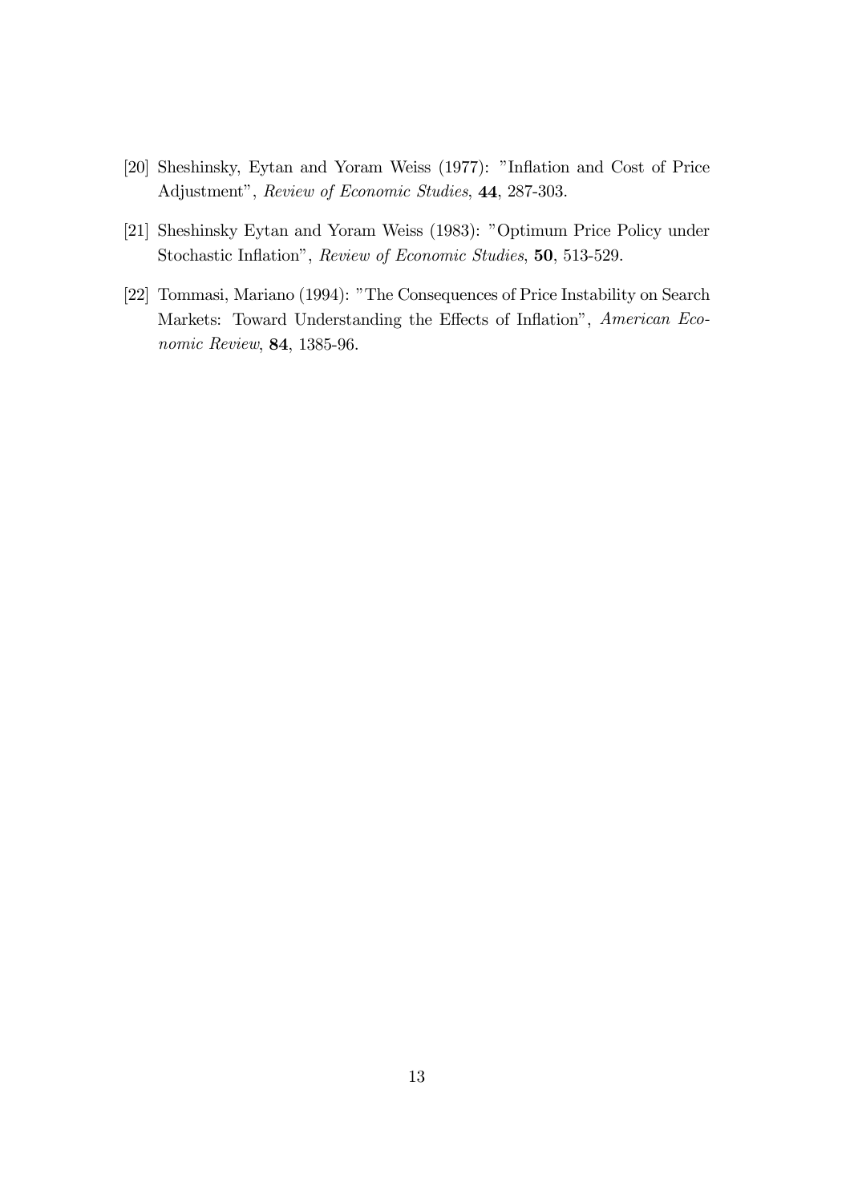[20] Sheshinsky, Eytan and Yoram Weiss (1977): "Inflation and Cost of Price Adjustment", *Review of Economic Studies*, **44**, 287-303.

[21] Sheshinsky Eytan and Yoram Weiss (1983): "Optimum Price Policy under Stochastic Inflation", *Review of Economic Studies*, **50**, 513-529.

[22] Tommasi, Mariano (1994): "The Consequences of Price Instability on Search Markets: Toward Understanding the Effects of Inflation", *American Economic Review*, **84**, 1385-96.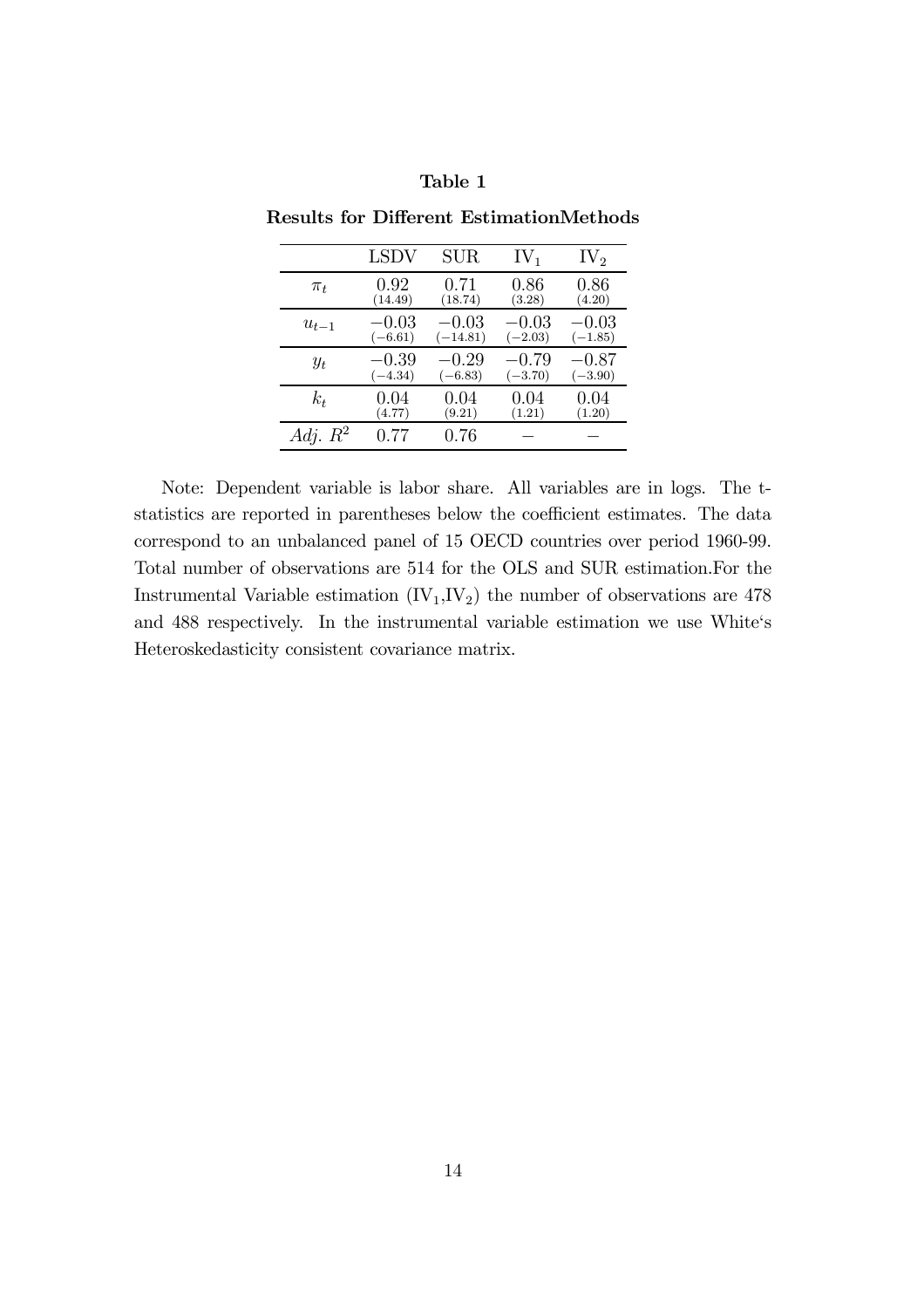**Table 1**

**Results for Different EstimationMethods**

| | LSDV | SUR | $IV_1$ | $IV_2$ |
|---|---|---|---|---|
| $\pi_t$ | 0.92 (14.49) | 0.71 (18.74) | 0.86 (3.28) | 0.86 (4.20) |
| $u_{t-1}$ | $-0.03$ $(-6.61)$ | $-0.03$ $(-14.81)$ | $-0.03$ $(-2.03)$ | $-0.03$ $(-1.85)$ |
| $y_t$ | $-0.39$ $(-4.34)$ | $-0.29$ $(-6.83)$ | $-0.79$ $(-3.70)$ | $-0.87$ $(-3.90)$ |
| $k_t$ | 0.04 (4.77) | 0.04 (9.21) | 0.04 (1.21) | 0.04 (1.20) |
| *Adj.* $R^2$ | 0.77 | 0.76 | − | − |

Note: Dependent variable is labor share. All variables are in logs. The t-statistics are reported in parentheses below the coefficient estimates. The data correspond to an unbalanced panel of 15 OECD countries over period 1960-99. Total number of observations are 514 for the OLS and SUR estimation.For the Instrumental Variable estimation ($IV_1$,$IV_2$) the number of observations are 478 and 488 respectively. In the instrumental variable estimation we use White's Heteroskedasticity consistent covariance matrix.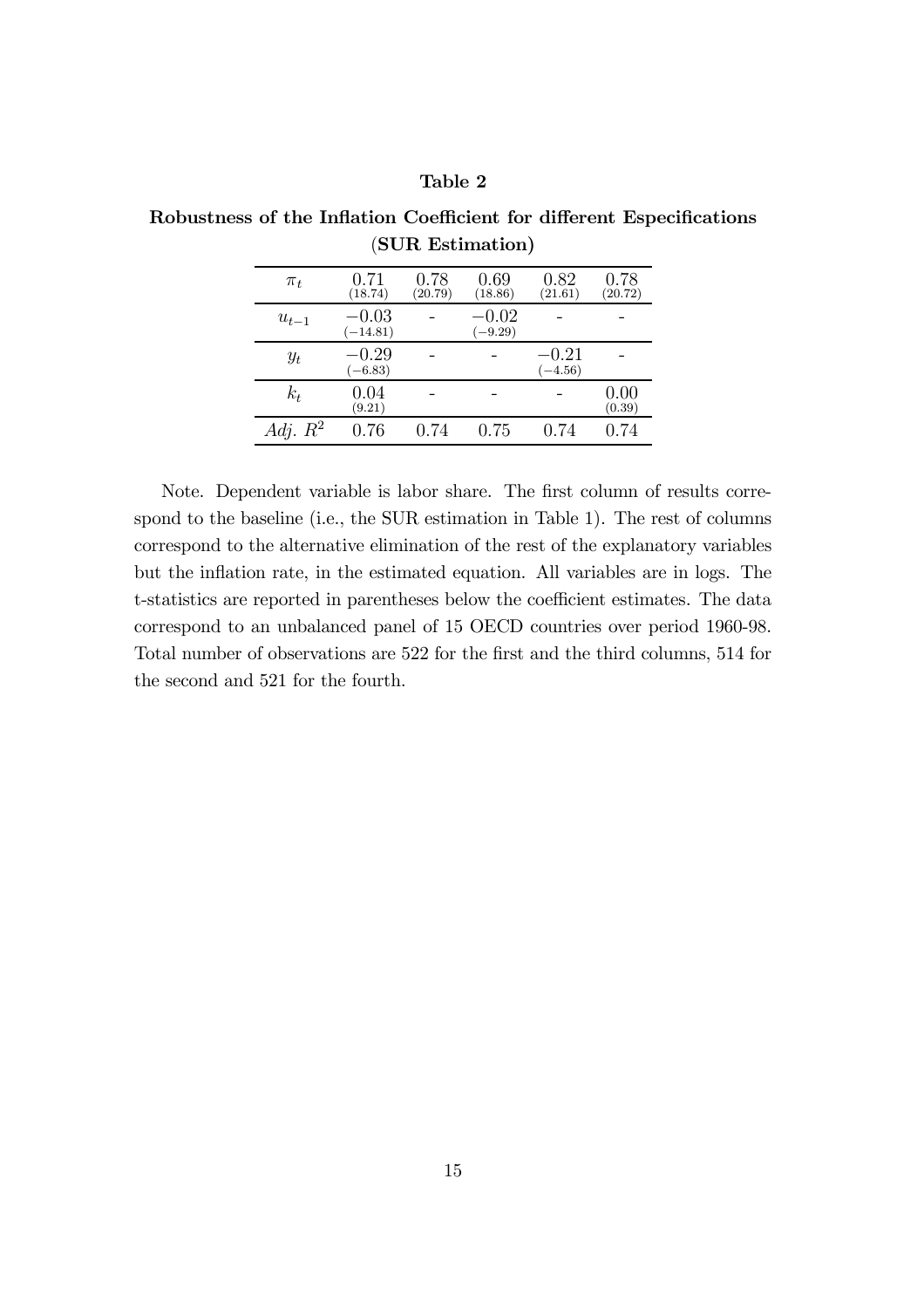**Table 2**

**Robustness of the Inflation Coefficient for different Especifications (SUR Estimation)**

| | | | | | |
|---|---|---|---|---|---|
| $\pi_t$ | 0.71 (18.74) | 0.78 (20.79) | 0.69 (18.86) | 0.82 (21.61) | 0.78 (20.72) |
| $u_{t-1}$ | $-0.03$ $(-14.81)$ | - | $-0.02$ $(-9.29)$ | - | - |
| $y_t$ | $-0.29$ $(-6.83)$ | - | - | $-0.21$ $(-4.56)$ | - |
| $k_t$ | 0.04 (9.21) | - | - | - | 0.00 (0.39) |
| *Adj.* $R^2$ | 0.76 | 0.74 | 0.75 | 0.74 | 0.74 |

Note. Dependent variable is labor share. The first column of results correspond to the baseline (i.e., the SUR estimation in Table 1). The rest of columns correspond to the alternative elimination of the rest of the explanatory variables but the inflation rate, in the estimated equation. All variables are in logs. The t-statistics are reported in parentheses below the coefficient estimates. The data correspond to an unbalanced panel of 15 OECD countries over period 1960-98. Total number of observations are 522 for the first and the third columns, 514 for the second and 521 for the fourth.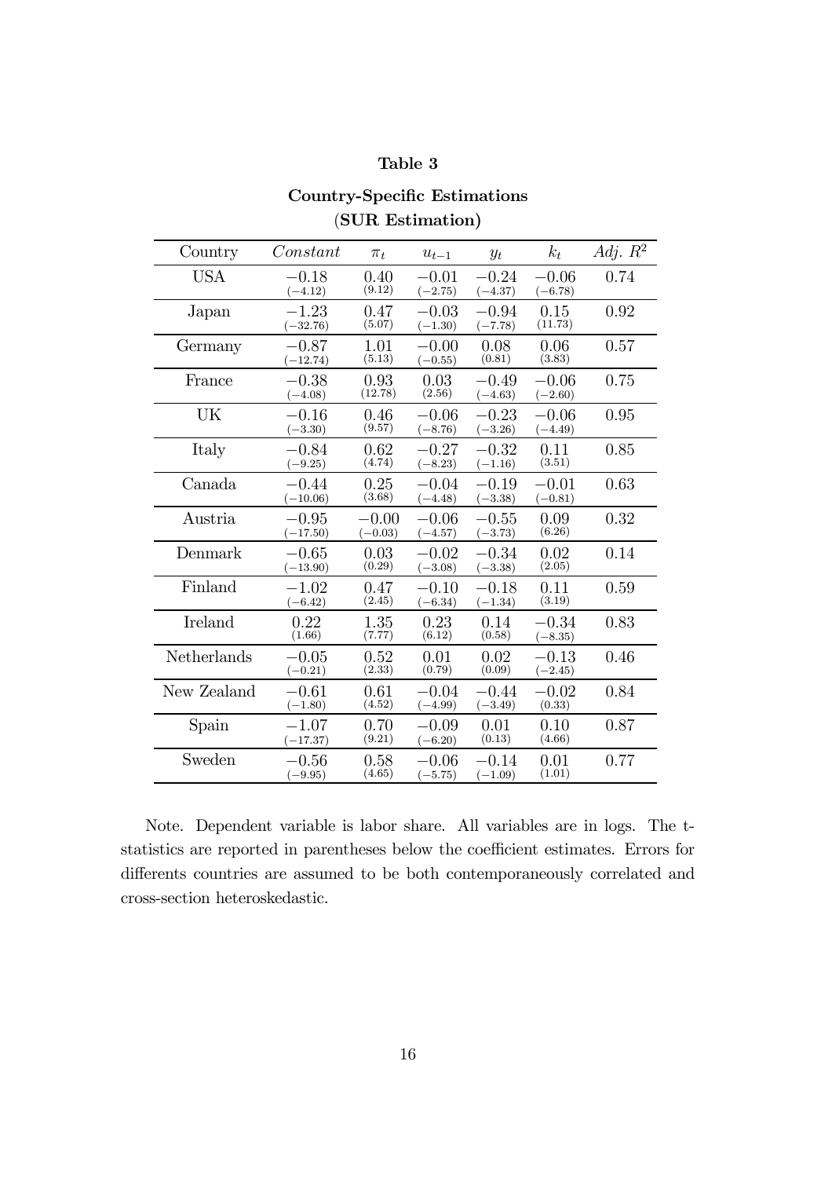**Table 3**

**Country-Specific Estimations**

(**SUR Estimation**)

| Country | *Constant* | $\pi_t$ | $u_{t-1}$ | $y_t$ | $k_t$ | *Adj.* $R^2$ |
|---|---|---|---|---|---|---|
| USA | $-0.18$ $(-4.12)$ | $0.40$ $(9.12)$ | $-0.01$ $(-2.75)$ | $-0.24$ $(-4.37)$ | $-0.06$ $(-6.78)$ | 0.74 |
| Japan | $-1.23$ $(-32.76)$ | $0.47$ $(5.07)$ | $-0.03$ $(-1.30)$ | $-0.94$ $(-7.78)$ | $0.15$ $(11.73)$ | 0.92 |
| Germany | $-0.87$ $(-12.74)$ | $1.01$ $(5.13)$ | $-0.00$ $(-0.55)$ | $0.08$ $(0.81)$ | $0.06$ $(3.83)$ | 0.57 |
| France | $-0.38$ $(-4.08)$ | $0.93$ $(12.78)$ | $0.03$ $(2.56)$ | $-0.49$ $(-4.63)$ | $-0.06$ $(-2.60)$ | 0.75 |
| UK | $-0.16$ $(-3.30)$ | $0.46$ $(9.57)$ | $-0.06$ $(-8.76)$ | $-0.23$ $(-3.26)$ | $-0.06$ $(-4.49)$ | 0.95 |
| Italy | $-0.84$ $(-9.25)$ | $0.62$ $(4.74)$ | $-0.27$ $(-8.23)$ | $-0.32$ $(-1.16)$ | $0.11$ $(3.51)$ | 0.85 |
| Canada | $-0.44$ $(-10.06)$ | $0.25$ $(3.68)$ | $-0.04$ $(-4.48)$ | $-0.19$ $(-3.38)$ | $-0.01$ $(-0.81)$ | 0.63 |
| Austria | $-0.95$ $(-17.50)$ | $-0.00$ $(-0.03)$ | $-0.06$ $(-4.57)$ | $-0.55$ $(-3.73)$ | $0.09$ $(6.26)$ | 0.32 |
| Denmark | $-0.65$ $(-13.90)$ | $0.03$ $(0.29)$ | $-0.02$ $(-3.08)$ | $-0.34$ $(-3.38)$ | $0.02$ $(2.05)$ | 0.14 |
| Finland | $-1.02$ $(-6.42)$ | $0.47$ $(2.45)$ | $-0.10$ $(-6.34)$ | $-0.18$ $(-1.34)$ | $0.11$ $(3.19)$ | 0.59 |
| Ireland | $0.22$ $(1.66)$ | $1.35$ $(7.77)$ | $0.23$ $(6.12)$ | $0.14$ $(0.58)$ | $-0.34$ $(-8.35)$ | 0.83 |
| Netherlands | $-0.05$ $(-0.21)$ | $0.52$ $(2.33)$ | $0.01$ $(0.79)$ | $0.02$ $(0.09)$ | $-0.13$ $(-2.45)$ | 0.46 |
| New Zealand | $-0.61$ $(-1.80)$ | $0.61$ $(4.52)$ | $-0.04$ $(-4.99)$ | $-0.44$ $(-3.49)$ | $-0.02$ $(0.33)$ | 0.84 |
| Spain | $-1.07$ $(-17.37)$ | $0.70$ $(9.21)$ | $-0.09$ $(-6.20)$ | $0.01$ $(0.13)$ | $0.10$ $(4.66)$ | 0.87 |
| Sweden | $-0.56$ $(-9.95)$ | $0.58$ $(4.65)$ | $-0.06$ $(-5.75)$ | $-0.14$ $(-1.09)$ | $0.01$ $(1.01)$ | 0.77 |

Note. Dependent variable is labor share. All variables are in logs. The t-statistics are reported in parentheses below the coefficient estimates. Errors for differents countries are assumed to be both contemporaneously correlated and cross-section heteroskedastic.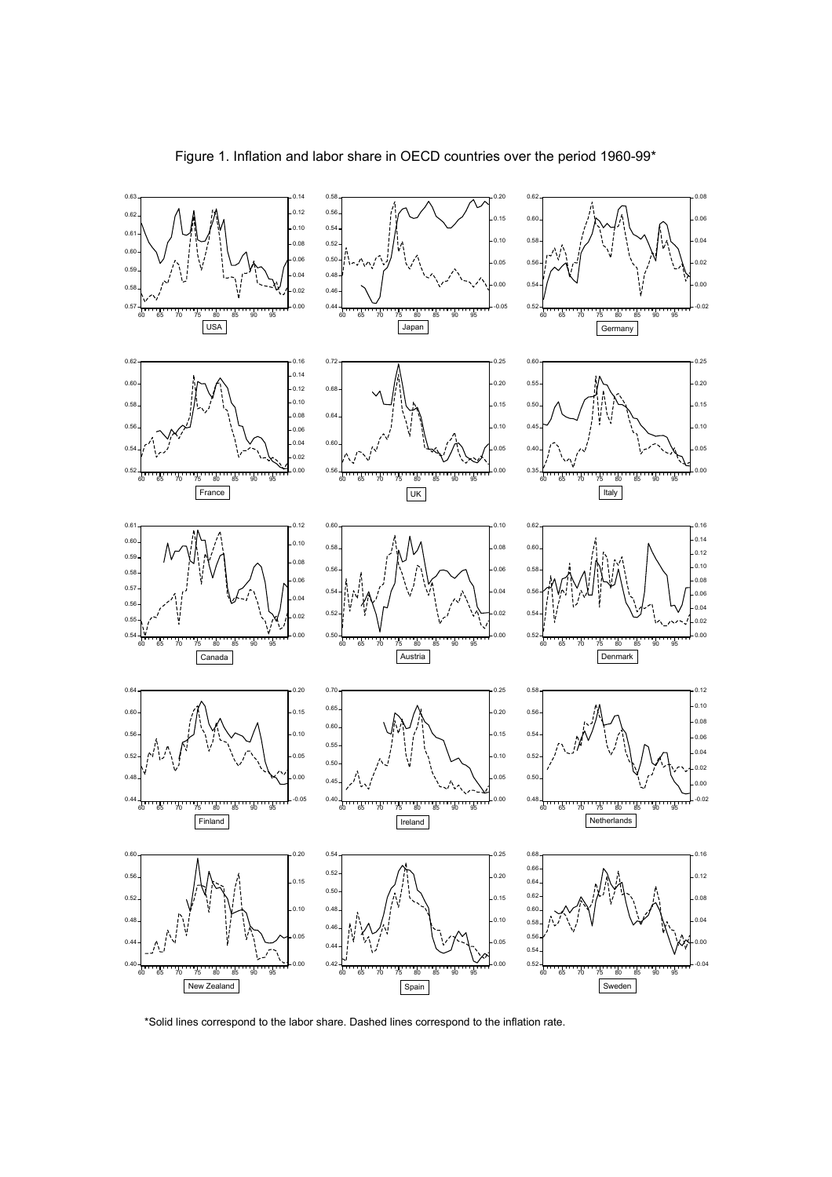Figure 1. Inflation and labor share in OECD countries over the period 1960-99*

*Solid lines correspond to the labor share. Dashed lines correspond to the inflation rate.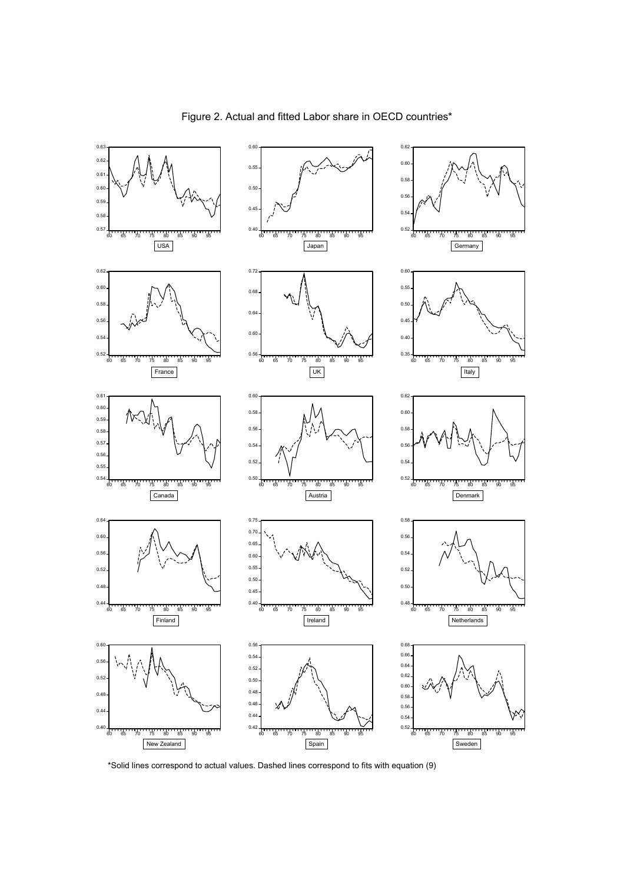Figure 2. Actual and fitted Labor share in OECD countries*

0.63
0.62
0.61
0.60
0.59
0.58
0.57
60 65 70 75 80 85 90 95
USA

0.60
0.55
0.50
0.45
0.40
60 65 70 75 80 85 90 95
Japan

0.62
0.60
0.58
0.56
0.54
0.52
60 65 70 75 80 85 90 95
Germany

0.62
0.60
0.58
0.56
0.54
0.52
60 65 70 75 80 85 90 95
France

0.72
0.68
0.64
0.60
0.56
60 65 70 75 80 85 90 95
UK

0.60
0.55
0.50
0.45
0.40
0.35
60 65 70 75 80 85 90 95
Italy

0.61
0.60
0.59
0.58
0.57
0.56
0.55
0.54
60 65 70 75 80 85 90 95
Canada

0.60
0.58
0.56
0.54
0.52
0.50
60 65 70 75 80 85 90 95
Austria

0.62
0.60
0.58
0.56
0.54
0.52
60 65 70 75 80 85 90 95
Denmark

0.64
0.60
0.56
0.52
0.48
0.44
60 65 70 75 80 85 90 95
Finland

0.75
0.70
0.65
0.60
0.55
0.50
0.45
0.40
60 65 70 75 80 85 90 95
Ireland

0.58
0.56
0.54
0.52
0.50
0.48
60 65 70 75 80 85 90 95
Netherlands

0.60
0.56
0.52
0.48
0.44
0.40
60 65 70 75 80 85 90 95
New Zealand

0.56
0.54
0.52
0.50
0.48
0.46
0.44
0.42
60 65 70 75 80 85 90 95
Spain

0.68
0.66
0.64
0.62
0.60
0.58
0.56
0.54
0.52
60 65 70 75 80 85 90 95
Sweden

*Solid lines correspond to actual values. Dashed lines correspond to fits with equation (9)